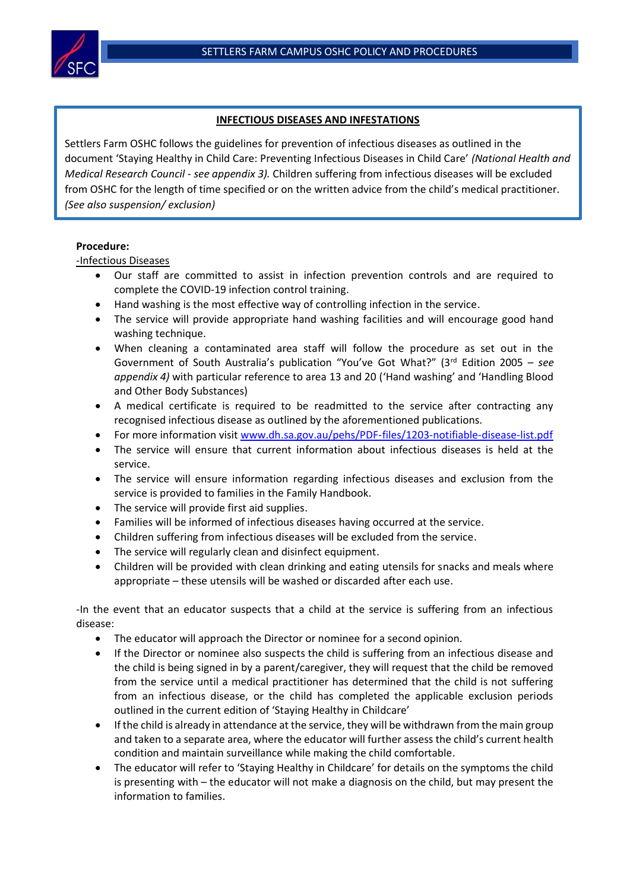## INFECTIOUS DISEASES AND INFESTATIONS

Settlers Farm OSHC follows the guidelines for prevention of infectious diseases as outlined in the document 'Staying Healthy in Child Care: Preventing Infectious Diseases in Child Care' *(National Health and Medical Research Council - see appendix 3).* Children suffering from infectious diseases will be excluded from OSHC for the length of time specified or on the written advice from the child's medical practitioner. *(See also suspension/ exclusion)*

**Procedure:**

-Infectious Diseases

- Our staff are committed to assist in infection prevention controls and are required to complete the COVID-19 infection control training.
- Hand washing is the most effective way of controlling infection in the service.
- The service will provide appropriate hand washing facilities and will encourage good hand washing technique.
- When cleaning a contaminated area staff will follow the procedure as set out in the Government of South Australia's publication "You've Got What?" (3rd Edition 2005 – *see appendix 4)* with particular reference to area 13 and 20 ('Hand washing' and 'Handling Blood and Other Body Substances)
- A medical certificate is required to be readmitted to the service after contracting any recognised infectious disease as outlined by the aforementioned publications.
- For more information visit [www.dh.sa.gov.au/pehs/PDF-files/1203-notifiable-disease-list.pdf](www.dh.sa.gov.au/pehs/PDF-files/1203-notifiable-disease-list.pdf)
- The service will ensure that current information about infectious diseases is held at the service.
- The service will ensure information regarding infectious diseases and exclusion from the service is provided to families in the Family Handbook.
- The service will provide first aid supplies.
- Families will be informed of infectious diseases having occurred at the service.
- Children suffering from infectious diseases will be excluded from the service.
- The service will regularly clean and disinfect equipment.
- Children will be provided with clean drinking and eating utensils for snacks and meals where appropriate – these utensils will be washed or discarded after each use.

-In the event that an educator suspects that a child at the service is suffering from an infectious disease:

- The educator will approach the Director or nominee for a second opinion.
- If the Director or nominee also suspects the child is suffering from an infectious disease and the child is being signed in by a parent/caregiver, they will request that the child be removed from the service until a medical practitioner has determined that the child is not suffering from an infectious disease, or the child has completed the applicable exclusion periods outlined in the current edition of 'Staying Healthy in Childcare'
- If the child is already in attendance at the service, they will be withdrawn from the main group and taken to a separate area, where the educator will further assess the child's current health condition and maintain surveillance while making the child comfortable.
- The educator will refer to 'Staying Healthy in Childcare' for details on the symptoms the child is presenting with – the educator will not make a diagnosis on the child, but may present the information to families.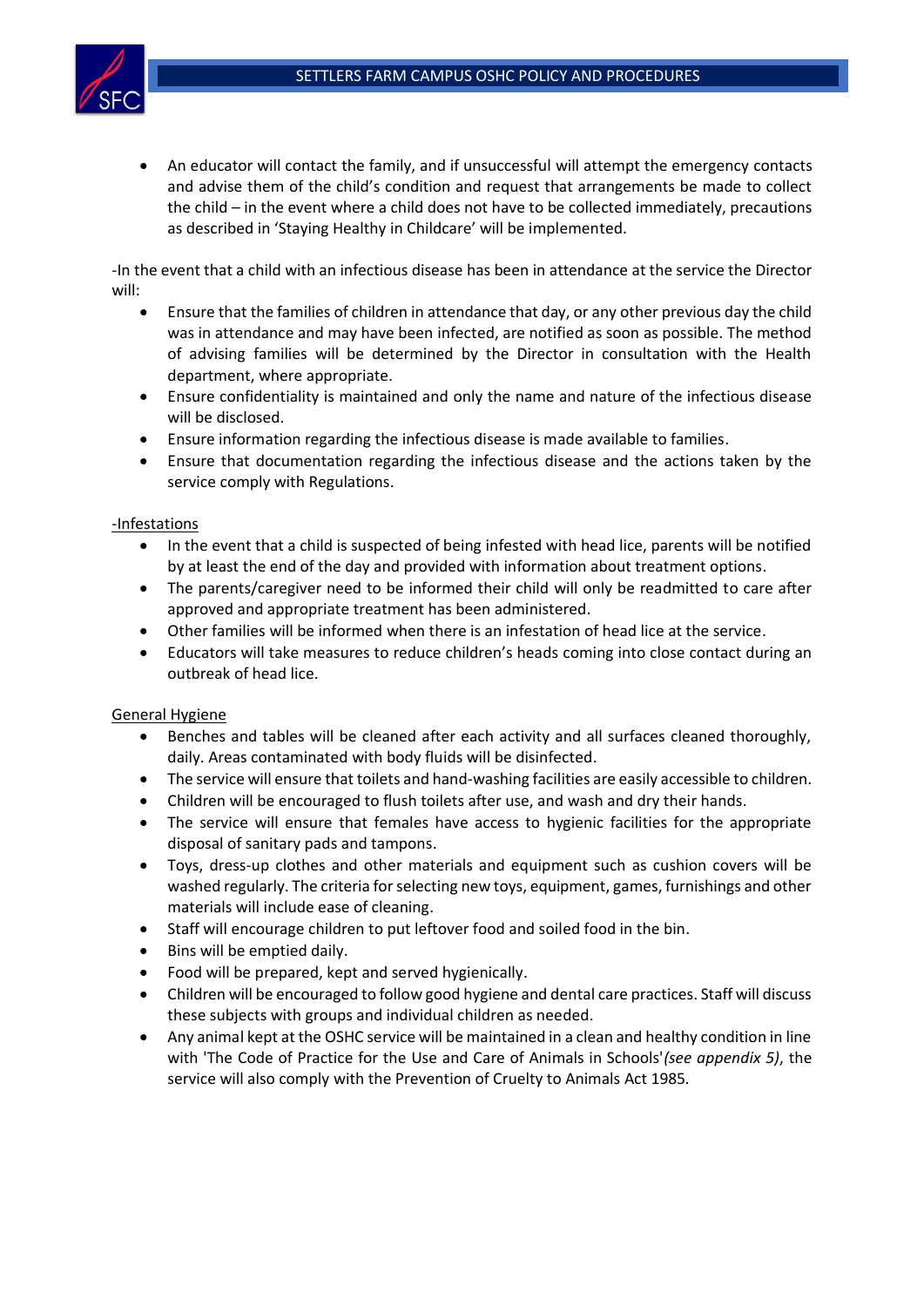- An educator will contact the family, and if unsuccessful will attempt the emergency contacts and advise them of the child's condition and request that arrangements be made to collect the child – in the event where a child does not have to be collected immediately, precautions as described in 'Staying Healthy in Childcare' will be implemented.

-In the event that a child with an infectious disease has been in attendance at the service the Director will:

- Ensure that the families of children in attendance that day, or any other previous day the child was in attendance and may have been infected, are notified as soon as possible. The method of advising families will be determined by the Director in consultation with the Health department, where appropriate.
- Ensure confidentiality is maintained and only the name and nature of the infectious disease will be disclosed.
- Ensure information regarding the infectious disease is made available to families.
- Ensure that documentation regarding the infectious disease and the actions taken by the service comply with Regulations.

-Infestations

- In the event that a child is suspected of being infested with head lice, parents will be notified by at least the end of the day and provided with information about treatment options.
- The parents/caregiver need to be informed their child will only be readmitted to care after approved and appropriate treatment has been administered.
- Other families will be informed when there is an infestation of head lice at the service.
- Educators will take measures to reduce children's heads coming into close contact during an outbreak of head lice.

General Hygiene

- Benches and tables will be cleaned after each activity and all surfaces cleaned thoroughly, daily. Areas contaminated with body fluids will be disinfected.
- The service will ensure that toilets and hand-washing facilities are easily accessible to children.
- Children will be encouraged to flush toilets after use, and wash and dry their hands.
- The service will ensure that females have access to hygienic facilities for the appropriate disposal of sanitary pads and tampons.
- Toys, dress-up clothes and other materials and equipment such as cushion covers will be washed regularly. The criteria for selecting new toys, equipment, games, furnishings and other materials will include ease of cleaning.
- Staff will encourage children to put leftover food and soiled food in the bin.
- Bins will be emptied daily.
- Food will be prepared, kept and served hygienically.
- Children will be encouraged to follow good hygiene and dental care practices. Staff will discuss these subjects with groups and individual children as needed.
- Any animal kept at the OSHC service will be maintained in a clean and healthy condition in line with 'The Code of Practice for the Use and Care of Animals in Schools' *(see appendix 5)*, the service will also comply with the Prevention of Cruelty to Animals Act 1985.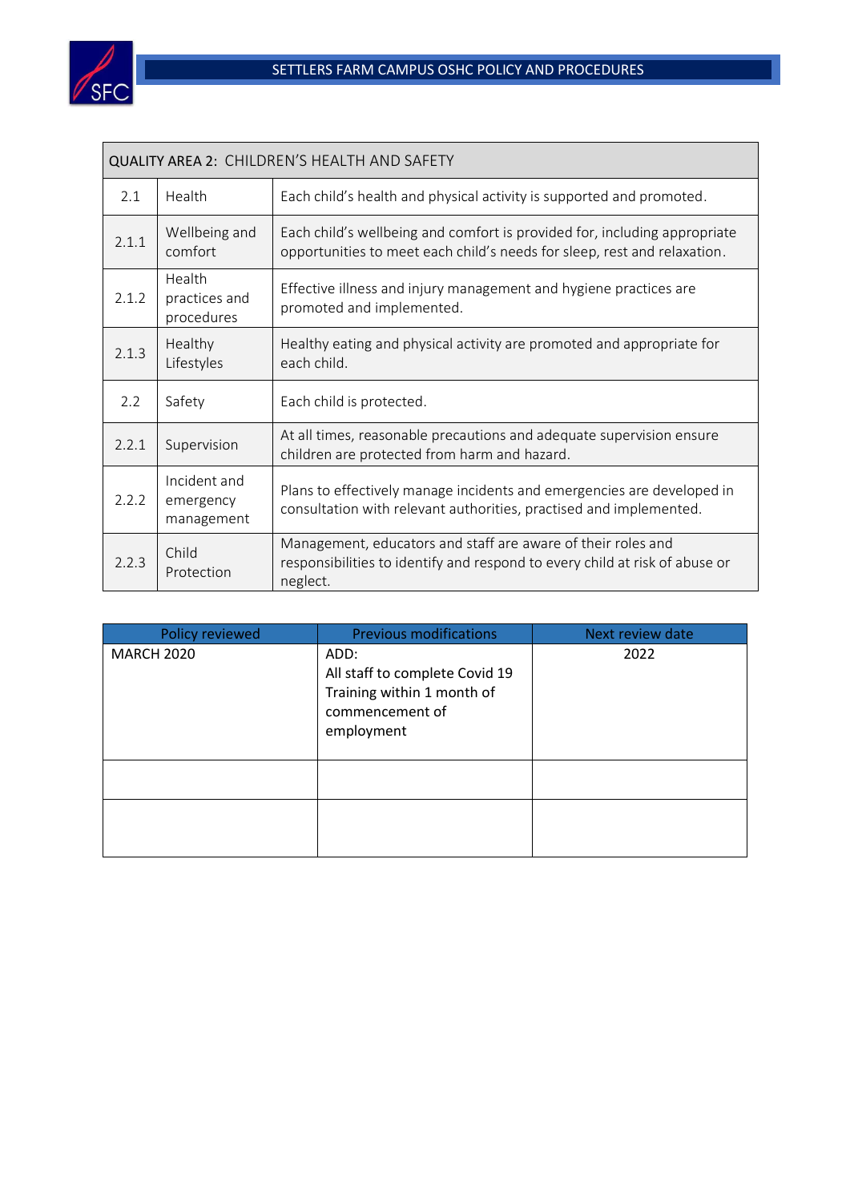| QUALITY AREA 2: CHILDREN'S HEALTH AND SAFETY | | |
|---|---|---|
| 2.1 | Health | Each child's health and physical activity is supported and promoted. |
| 2.1.1 | Wellbeing and comfort | Each child's wellbeing and comfort is provided for, including appropriate opportunities to meet each child's needs for sleep, rest and relaxation. |
| 2.1.2 | Health practices and procedures | Effective illness and injury management and hygiene practices are promoted and implemented. |
| 2.1.3 | Healthy Lifestyles | Healthy eating and physical activity are promoted and appropriate for each child. |
| 2.2 | Safety | Each child is protected. |
| 2.2.1 | Supervision | At all times, reasonable precautions and adequate supervision ensure children are protected from harm and hazard. |
| 2.2.2 | Incident and emergency management | Plans to effectively manage incidents and emergencies are developed in consultation with relevant authorities, practised and implemented. |
| 2.2.3 | Child Protection | Management, educators and staff are aware of their roles and responsibilities to identify and respond to every child at risk of abuse or neglect. |

| Policy reviewed | Previous modifications | Next review date |
|---|---|---|
| MARCH 2020 | ADD:<br>All staff to complete Covid 19 Training within 1 month of commencement of employment | 2022 |
| | | |
| | | |